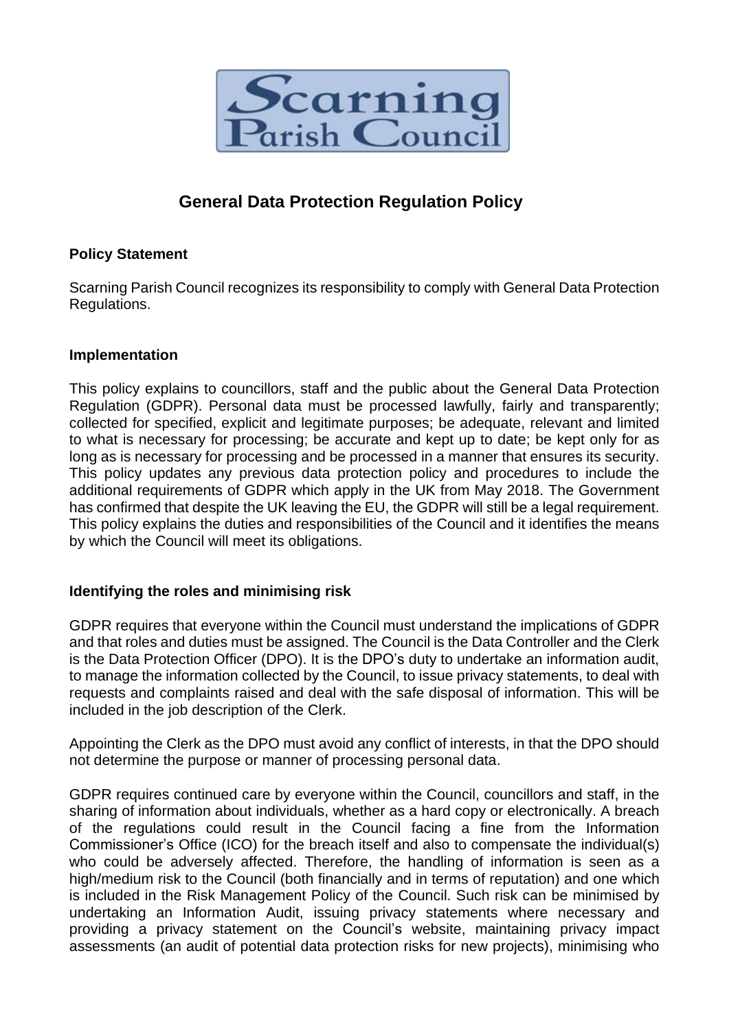Scarning Parish Council

# General Data Protection Regulation Policy

## Policy Statement

Scarning Parish Council recognizes its responsibility to comply with General Data Protection Regulations.

## Implementation

This policy explains to councillors, staff and the public about the General Data Protection Regulation (GDPR). Personal data must be processed lawfully, fairly and transparently; collected for specified, explicit and legitimate purposes; be adequate, relevant and limited to what is necessary for processing; be accurate and kept up to date; be kept only for as long as is necessary for processing and be processed in a manner that ensures its security. This policy updates any previous data protection policy and procedures to include the additional requirements of GDPR which apply in the UK from May 2018. The Government has confirmed that despite the UK leaving the EU, the GDPR will still be a legal requirement. This policy explains the duties and responsibilities of the Council and it identifies the means by which the Council will meet its obligations.

## Identifying the roles and minimising risk

GDPR requires that everyone within the Council must understand the implications of GDPR and that roles and duties must be assigned. The Council is the Data Controller and the Clerk is the Data Protection Officer (DPO). It is the DPO's duty to undertake an information audit, to manage the information collected by the Council, to issue privacy statements, to deal with requests and complaints raised and deal with the safe disposal of information. This will be included in the job description of the Clerk.

Appointing the Clerk as the DPO must avoid any conflict of interests, in that the DPO should not determine the purpose or manner of processing personal data.

GDPR requires continued care by everyone within the Council, councillors and staff, in the sharing of information about individuals, whether as a hard copy or electronically. A breach of the regulations could result in the Council facing a fine from the Information Commissioner's Office (ICO) for the breach itself and also to compensate the individual(s) who could be adversely affected. Therefore, the handling of information is seen as a high/medium risk to the Council (both financially and in terms of reputation) and one which is included in the Risk Management Policy of the Council. Such risk can be minimised by undertaking an Information Audit, issuing privacy statements where necessary and providing a privacy statement on the Council's website, maintaining privacy impact assessments (an audit of potential data protection risks for new projects), minimising who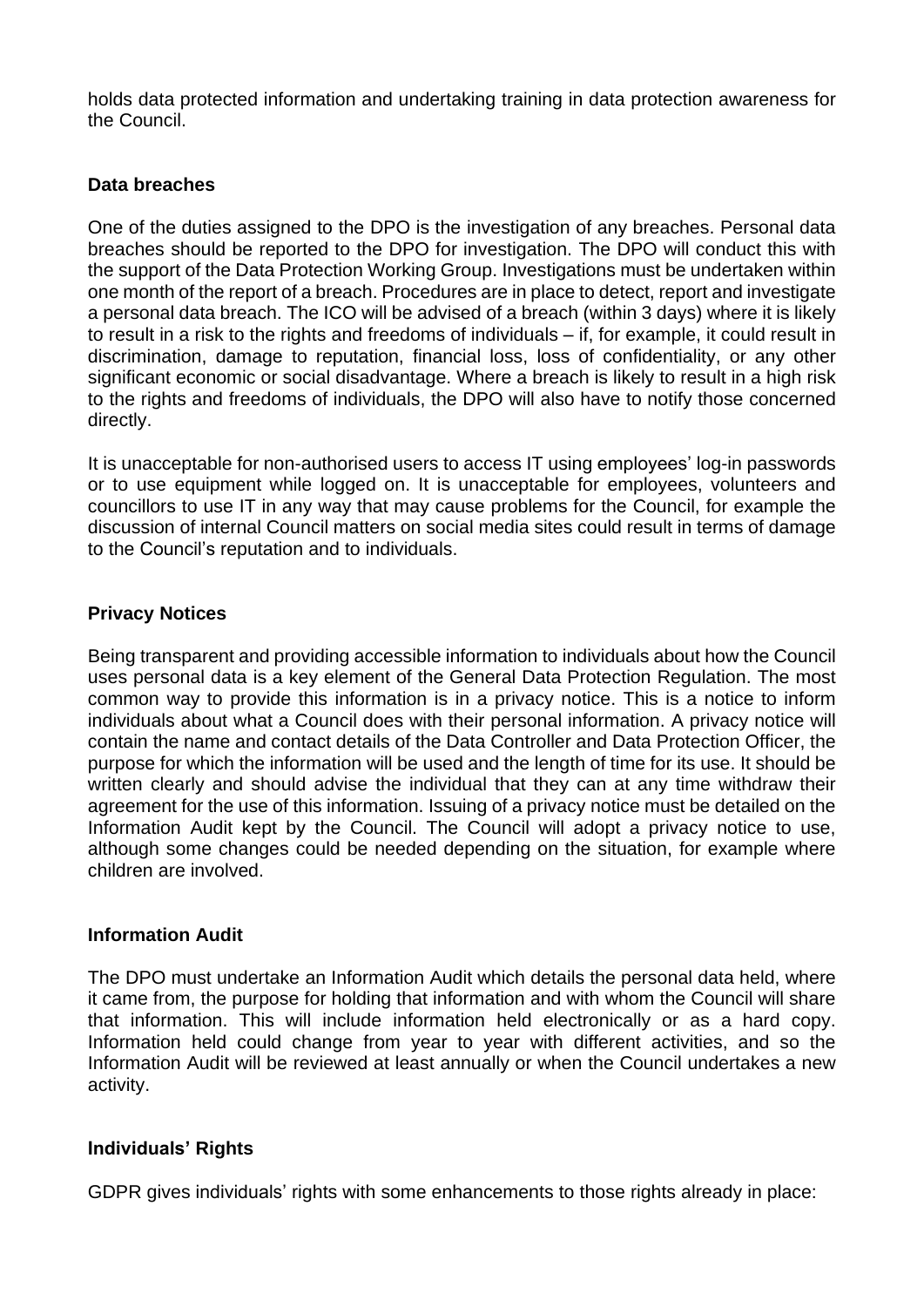holds data protected information and undertaking training in data protection awareness for the Council.

**Data breaches**

One of the duties assigned to the DPO is the investigation of any breaches. Personal data breaches should be reported to the DPO for investigation. The DPO will conduct this with the support of the Data Protection Working Group. Investigations must be undertaken within one month of the report of a breach. Procedures are in place to detect, report and investigate a personal data breach. The ICO will be advised of a breach (within 3 days) where it is likely to result in a risk to the rights and freedoms of individuals – if, for example, it could result in discrimination, damage to reputation, financial loss, loss of confidentiality, or any other significant economic or social disadvantage. Where a breach is likely to result in a high risk to the rights and freedoms of individuals, the DPO will also have to notify those concerned directly.

It is unacceptable for non-authorised users to access IT using employees' log-in passwords or to use equipment while logged on. It is unacceptable for employees, volunteers and councillors to use IT in any way that may cause problems for the Council, for example the discussion of internal Council matters on social media sites could result in terms of damage to the Council's reputation and to individuals.

**Privacy Notices**

Being transparent and providing accessible information to individuals about how the Council uses personal data is a key element of the General Data Protection Regulation. The most common way to provide this information is in a privacy notice. This is a notice to inform individuals about what a Council does with their personal information. A privacy notice will contain the name and contact details of the Data Controller and Data Protection Officer, the purpose for which the information will be used and the length of time for its use. It should be written clearly and should advise the individual that they can at any time withdraw their agreement for the use of this information. Issuing of a privacy notice must be detailed on the Information Audit kept by the Council. The Council will adopt a privacy notice to use, although some changes could be needed depending on the situation, for example where children are involved.

**Information Audit**

The DPO must undertake an Information Audit which details the personal data held, where it came from, the purpose for holding that information and with whom the Council will share that information. This will include information held electronically or as a hard copy. Information held could change from year to year with different activities, and so the Information Audit will be reviewed at least annually or when the Council undertakes a new activity.

**Individuals' Rights**

GDPR gives individuals' rights with some enhancements to those rights already in place: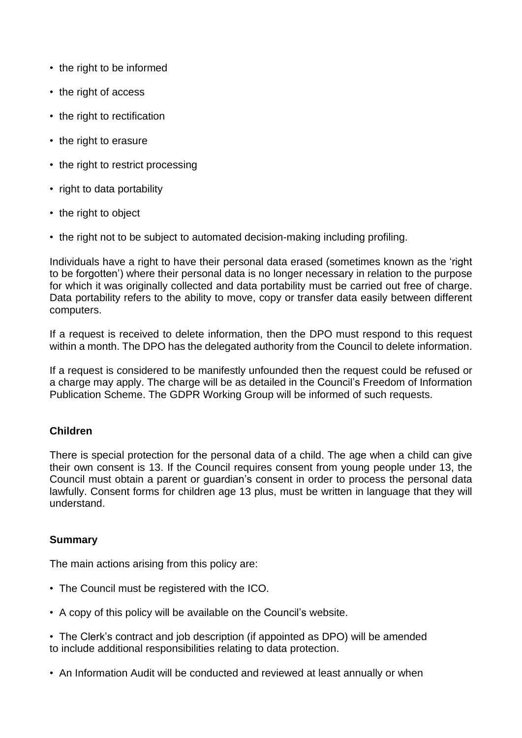- the right to be informed
- the right of access
- the right to rectification
- the right to erasure
- the right to restrict processing
- right to data portability
- the right to object
- the right not to be subject to automated decision-making including profiling.

Individuals have a right to have their personal data erased (sometimes known as the 'right to be forgotten') where their personal data is no longer necessary in relation to the purpose for which it was originally collected and data portability must be carried out free of charge. Data portability refers to the ability to move, copy or transfer data easily between different computers.

If a request is received to delete information, then the DPO must respond to this request within a month. The DPO has the delegated authority from the Council to delete information.

If a request is considered to be manifestly unfounded then the request could be refused or a charge may apply. The charge will be as detailed in the Council's Freedom of Information Publication Scheme. The GDPR Working Group will be informed of such requests.

**Children**

There is special protection for the personal data of a child. The age when a child can give their own consent is 13. If the Council requires consent from young people under 13, the Council must obtain a parent or guardian's consent in order to process the personal data lawfully. Consent forms for children age 13 plus, must be written in language that they will understand.

**Summary**

The main actions arising from this policy are:

- The Council must be registered with the ICO.
- A copy of this policy will be available on the Council's website.
- The Clerk's contract and job description (if appointed as DPO) will be amended to include additional responsibilities relating to data protection.
- An Information Audit will be conducted and reviewed at least annually or when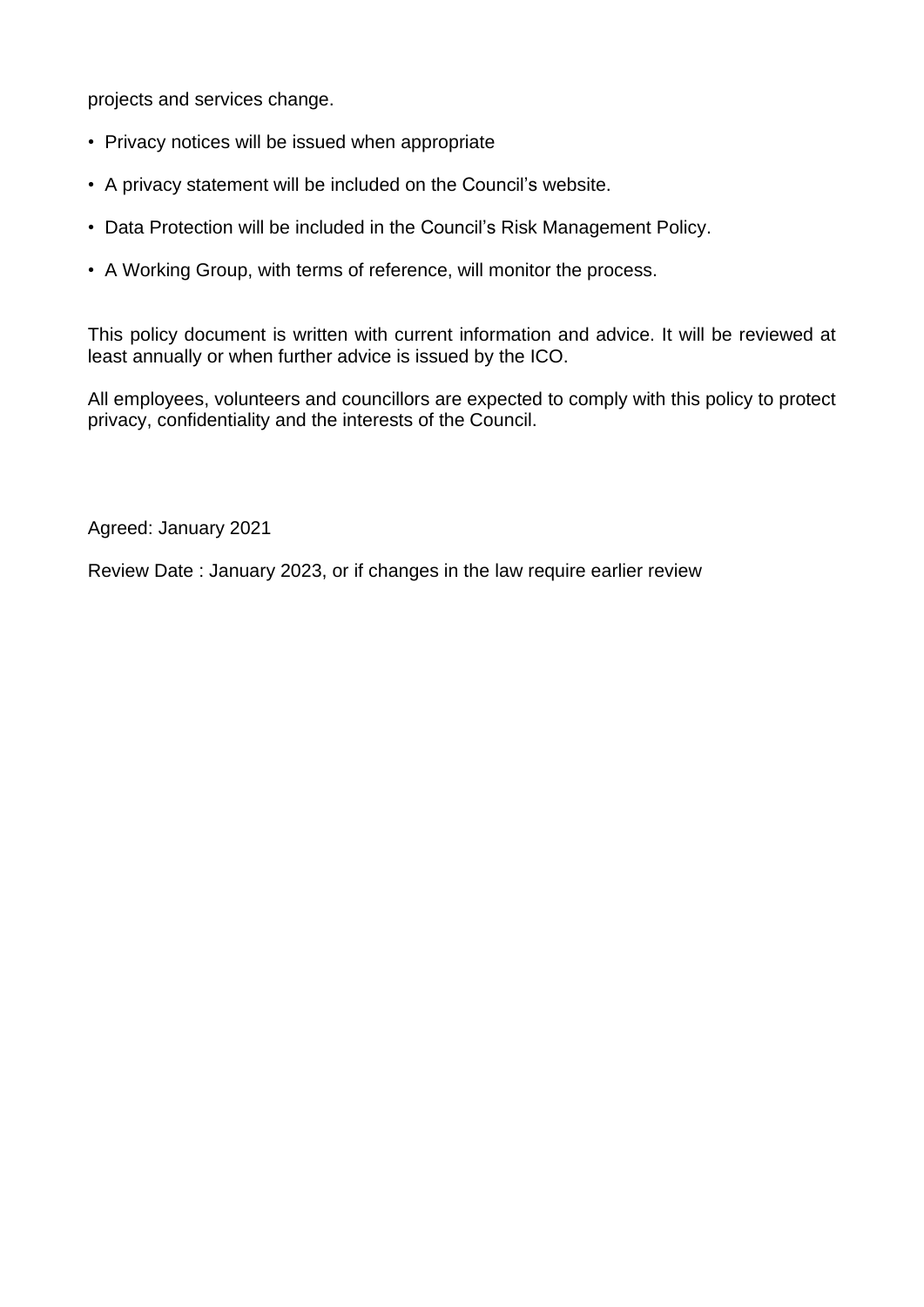projects and services change.

- Privacy notices will be issued when appropriate
- A privacy statement will be included on the Council's website.
- Data Protection will be included in the Council's Risk Management Policy.
- A Working Group, with terms of reference, will monitor the process.

This policy document is written with current information and advice. It will be reviewed at least annually or when further advice is issued by the ICO.

All employees, volunteers and councillors are expected to comply with this policy to protect privacy, confidentiality and the interests of the Council.

Agreed: January 2021

Review Date : January 2023, or if changes in the law require earlier review